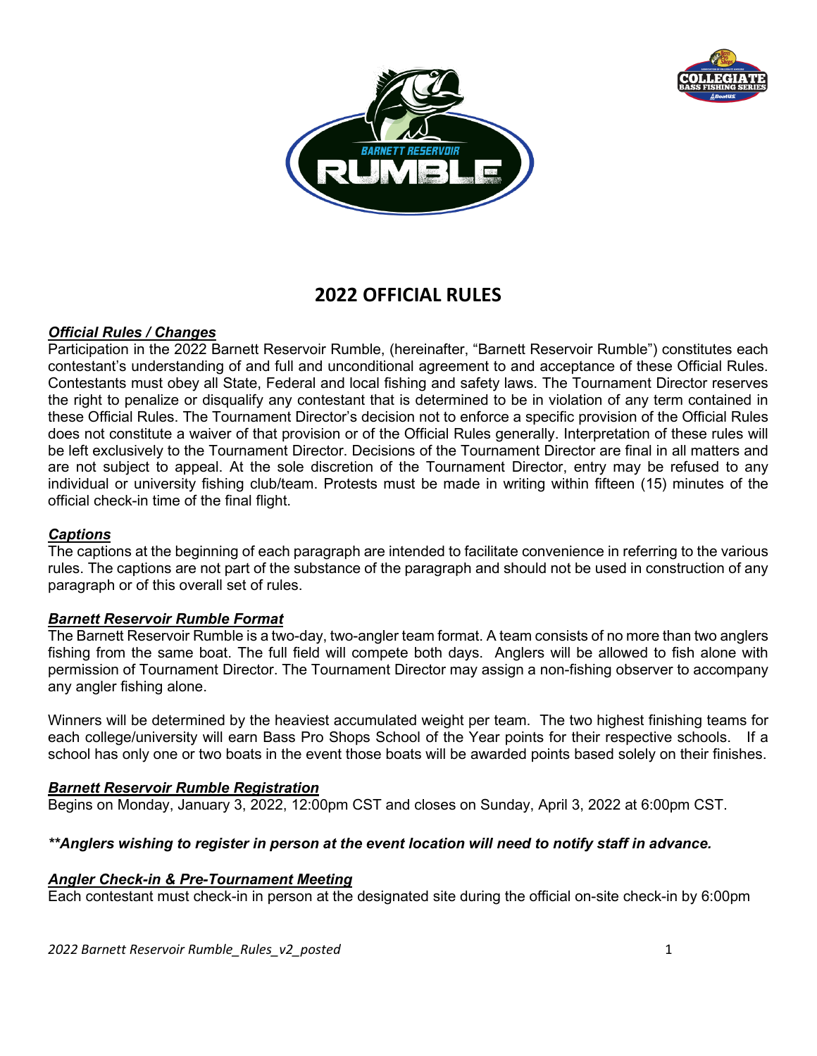# 2022 OFFICIAL RULES

***Official Rules / Changes***

Participation in the 2022 Barnett Reservoir Rumble, (hereinafter, "Barnett Reservoir Rumble") constitutes each contestant's understanding of and full and unconditional agreement to and acceptance of these Official Rules. Contestants must obey all State, Federal and local fishing and safety laws. The Tournament Director reserves the right to penalize or disqualify any contestant that is determined to be in violation of any term contained in these Official Rules. The Tournament Director's decision not to enforce a specific provision of the Official Rules does not constitute a waiver of that provision or of the Official Rules generally. Interpretation of these rules will be left exclusively to the Tournament Director. Decisions of the Tournament Director are final in all matters and are not subject to appeal. At the sole discretion of the Tournament Director, entry may be refused to any individual or university fishing club/team. Protests must be made in writing within fifteen (15) minutes of the official check-in time of the final flight.

***Captions***

The captions at the beginning of each paragraph are intended to facilitate convenience in referring to the various rules. The captions are not part of the substance of the paragraph and should not be used in construction of any paragraph or of this overall set of rules.

***Barnett Reservoir Rumble Format***

The Barnett Reservoir Rumble is a two-day, two-angler team format. A team consists of no more than two anglers fishing from the same boat. The full field will compete both days. Anglers will be allowed to fish alone with permission of Tournament Director. The Tournament Director may assign a non-fishing observer to accompany any angler fishing alone.

Winners will be determined by the heaviest accumulated weight per team. The two highest finishing teams for each college/university will earn Bass Pro Shops School of the Year points for their respective schools. If a school has only one or two boats in the event those boats will be awarded points based solely on their finishes.

***Barnett Reservoir Rumble Registration***

Begins on Monday, January 3, 2022, 12:00pm CST and closes on Sunday, April 3, 2022 at 6:00pm CST.

***\*\*Anglers wishing to register in person at the event location will need to notify staff in advance.***

***Angler Check-in & Pre-Tournament Meeting***

Each contestant must check-in in person at the designated site during the official on-site check-in by 6:00pm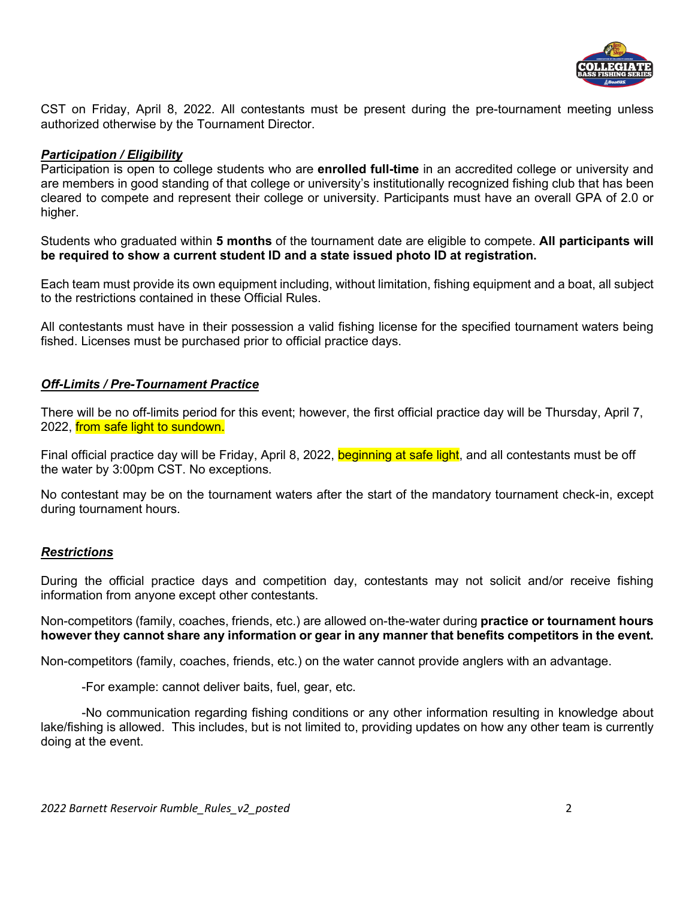CST on Friday, April 8, 2022. All contestants must be present during the pre-tournament meeting unless authorized otherwise by the Tournament Director.

***Participation / Eligibility***

Participation is open to college students who are **enrolled full-time** in an accredited college or university and are members in good standing of that college or university's institutionally recognized fishing club that has been cleared to compete and represent their college or university. Participants must have an overall GPA of 2.0 or higher.

Students who graduated within **5 months** of the tournament date are eligible to compete. **All participants will be required to show a current student ID and a state issued photo ID at registration.**

Each team must provide its own equipment including, without limitation, fishing equipment and a boat, all subject to the restrictions contained in these Official Rules.

All contestants must have in their possession a valid fishing license for the specified tournament waters being fished. Licenses must be purchased prior to official practice days.

***Off-Limits / Pre-Tournament Practice***

There will be no off-limits period for this event; however, the first official practice day will be Thursday, April 7, 2022, from safe light to sundown.

Final official practice day will be Friday, April 8, 2022, beginning at safe light, and all contestants must be off the water by 3:00pm CST. No exceptions.

No contestant may be on the tournament waters after the start of the mandatory tournament check-in, except during tournament hours.

***Restrictions***

During the official practice days and competition day, contestants may not solicit and/or receive fishing information from anyone except other contestants.

Non-competitors (family, coaches, friends, etc.) are allowed on-the-water during **practice or tournament hours however they cannot share any information or gear in any manner that benefits competitors in the event.**

Non-competitors (family, coaches, friends, etc.) on the water cannot provide anglers with an advantage.

-For example: cannot deliver baits, fuel, gear, etc.

-No communication regarding fishing conditions or any other information resulting in knowledge about lake/fishing is allowed. This includes, but is not limited to, providing updates on how any other team is currently doing at the event.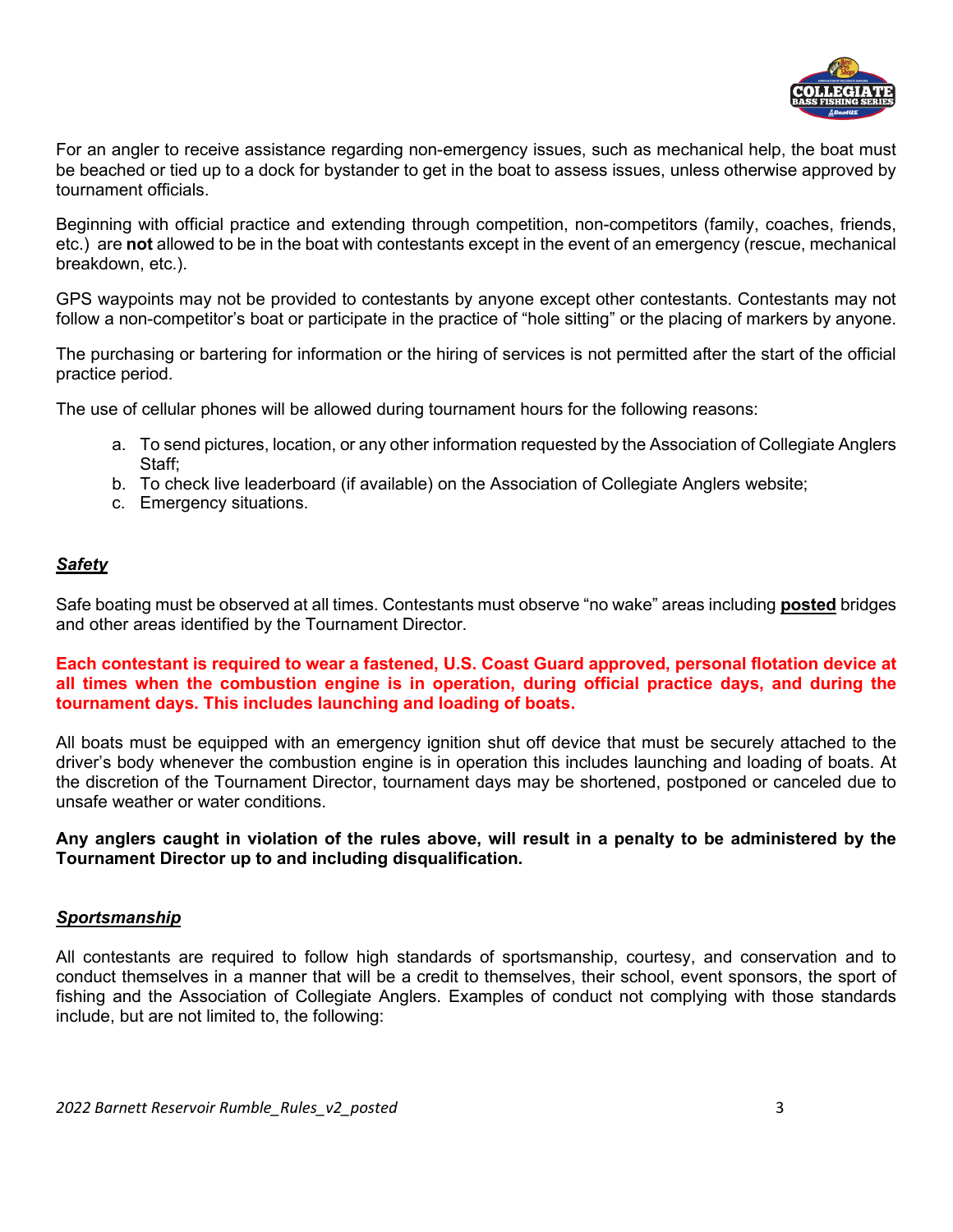For an angler to receive assistance regarding non-emergency issues, such as mechanical help, the boat must be beached or tied up to a dock for bystander to get in the boat to assess issues, unless otherwise approved by tournament officials.

Beginning with official practice and extending through competition, non-competitors (family, coaches, friends, etc.) are **not** allowed to be in the boat with contestants except in the event of an emergency (rescue, mechanical breakdown, etc.).

GPS waypoints may not be provided to contestants by anyone except other contestants. Contestants may not follow a non-competitor's boat or participate in the practice of "hole sitting" or the placing of markers by anyone.

The purchasing or bartering for information or the hiring of services is not permitted after the start of the official practice period.

The use of cellular phones will be allowed during tournament hours for the following reasons:

a. To send pictures, location, or any other information requested by the Association of Collegiate Anglers Staff;
b. To check live leaderboard (if available) on the Association of Collegiate Anglers website;
c. Emergency situations.

### ***Safety***

Safe boating must be observed at all times. Contestants must observe "no wake" areas including **posted** bridges and other areas identified by the Tournament Director.

**Each contestant is required to wear a fastened, U.S. Coast Guard approved, personal flotation device at all times when the combustion engine is in operation, during official practice days, and during the tournament days. This includes launching and loading of boats.**

All boats must be equipped with an emergency ignition shut off device that must be securely attached to the driver's body whenever the combustion engine is in operation this includes launching and loading of boats. At the discretion of the Tournament Director, tournament days may be shortened, postponed or canceled due to unsafe weather or water conditions.

**Any anglers caught in violation of the rules above, will result in a penalty to be administered by the Tournament Director up to and including disqualification.**

### ***Sportsmanship***

All contestants are required to follow high standards of sportsmanship, courtesy, and conservation and to conduct themselves in a manner that will be a credit to themselves, their school, event sponsors, the sport of fishing and the Association of Collegiate Anglers. Examples of conduct not complying with those standards include, but are not limited to, the following: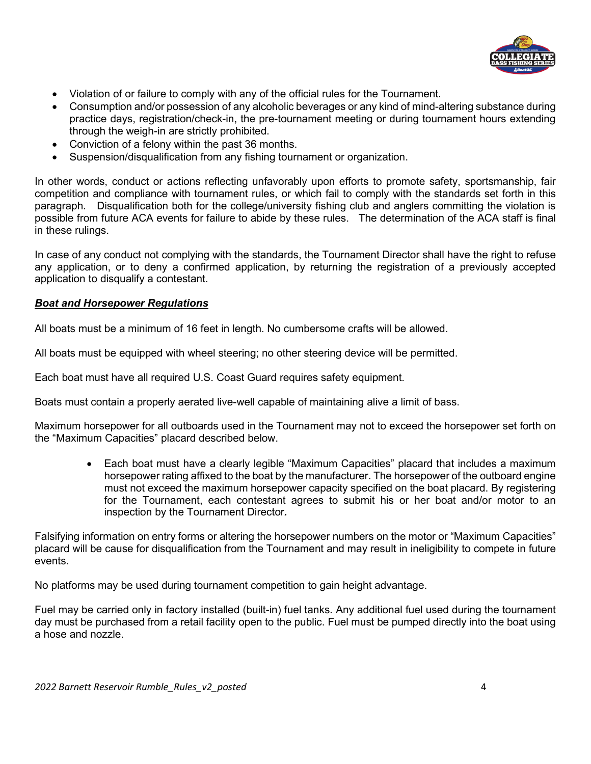- Violation of or failure to comply with any of the official rules for the Tournament.
- Consumption and/or possession of any alcoholic beverages or any kind of mind-altering substance during practice days, registration/check-in, the pre-tournament meeting or during tournament hours extending through the weigh-in are strictly prohibited.
- Conviction of a felony within the past 36 months.
- Suspension/disqualification from any fishing tournament or organization.

In other words, conduct or actions reflecting unfavorably upon efforts to promote safety, sportsmanship, fair competition and compliance with tournament rules, or which fail to comply with the standards set forth in this paragraph. Disqualification both for the college/university fishing club and anglers committing the violation is possible from future ACA events for failure to abide by these rules. The determination of the ACA staff is final in these rulings.

In case of any conduct not complying with the standards, the Tournament Director shall have the right to refuse any application, or to deny a confirmed application, by returning the registration of a previously accepted application to disqualify a contestant.

***Boat and Horsepower Regulations***

All boats must be a minimum of 16 feet in length. No cumbersome crafts will be allowed.

All boats must be equipped with wheel steering; no other steering device will be permitted.

Each boat must have all required U.S. Coast Guard requires safety equipment.

Boats must contain a properly aerated live-well capable of maintaining alive a limit of bass.

Maximum horsepower for all outboards used in the Tournament may not to exceed the horsepower set forth on the "Maximum Capacities" placard described below.

- Each boat must have a clearly legible "Maximum Capacities" placard that includes a maximum horsepower rating affixed to the boat by the manufacturer. The horsepower of the outboard engine must not exceed the maximum horsepower capacity specified on the boat placard. By registering for the Tournament, each contestant agrees to submit his or her boat and/or motor to an inspection by the Tournament Director.

Falsifying information on entry forms or altering the horsepower numbers on the motor or "Maximum Capacities" placard will be cause for disqualification from the Tournament and may result in ineligibility to compete in future events.

No platforms may be used during tournament competition to gain height advantage.

Fuel may be carried only in factory installed (built-in) fuel tanks. Any additional fuel used during the tournament day must be purchased from a retail facility open to the public. Fuel must be pumped directly into the boat using a hose and nozzle.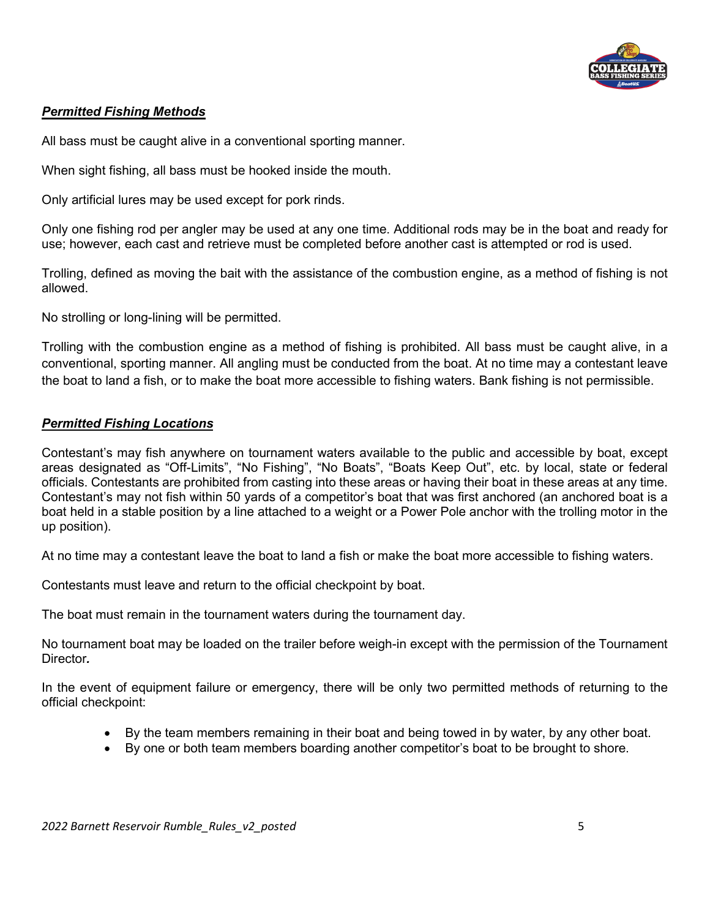***Permitted Fishing Methods***

All bass must be caught alive in a conventional sporting manner.

When sight fishing, all bass must be hooked inside the mouth.

Only artificial lures may be used except for pork rinds.

Only one fishing rod per angler may be used at any one time. Additional rods may be in the boat and ready for use; however, each cast and retrieve must be completed before another cast is attempted or rod is used.

Trolling, defined as moving the bait with the assistance of the combustion engine, as a method of fishing is not allowed.

No strolling or long-lining will be permitted.

Trolling with the combustion engine as a method of fishing is prohibited. All bass must be caught alive, in a conventional, sporting manner. All angling must be conducted from the boat. At no time may a contestant leave the boat to land a fish, or to make the boat more accessible to fishing waters. Bank fishing is not permissible.

***Permitted Fishing Locations***

Contestant's may fish anywhere on tournament waters available to the public and accessible by boat, except areas designated as "Off-Limits", "No Fishing", "No Boats", "Boats Keep Out", etc. by local, state or federal officials. Contestants are prohibited from casting into these areas or having their boat in these areas at any time. Contestant's may not fish within 50 yards of a competitor's boat that was first anchored (an anchored boat is a boat held in a stable position by a line attached to a weight or a Power Pole anchor with the trolling motor in the up position).

At no time may a contestant leave the boat to land a fish or make the boat more accessible to fishing waters.

Contestants must leave and return to the official checkpoint by boat.

The boat must remain in the tournament waters during the tournament day.

No tournament boat may be loaded on the trailer before weigh-in except with the permission of the Tournament Director***.***

In the event of equipment failure or emergency, there will be only two permitted methods of returning to the official checkpoint:

- By the team members remaining in their boat and being towed in by water, by any other boat.
- By one or both team members boarding another competitor's boat to be brought to shore.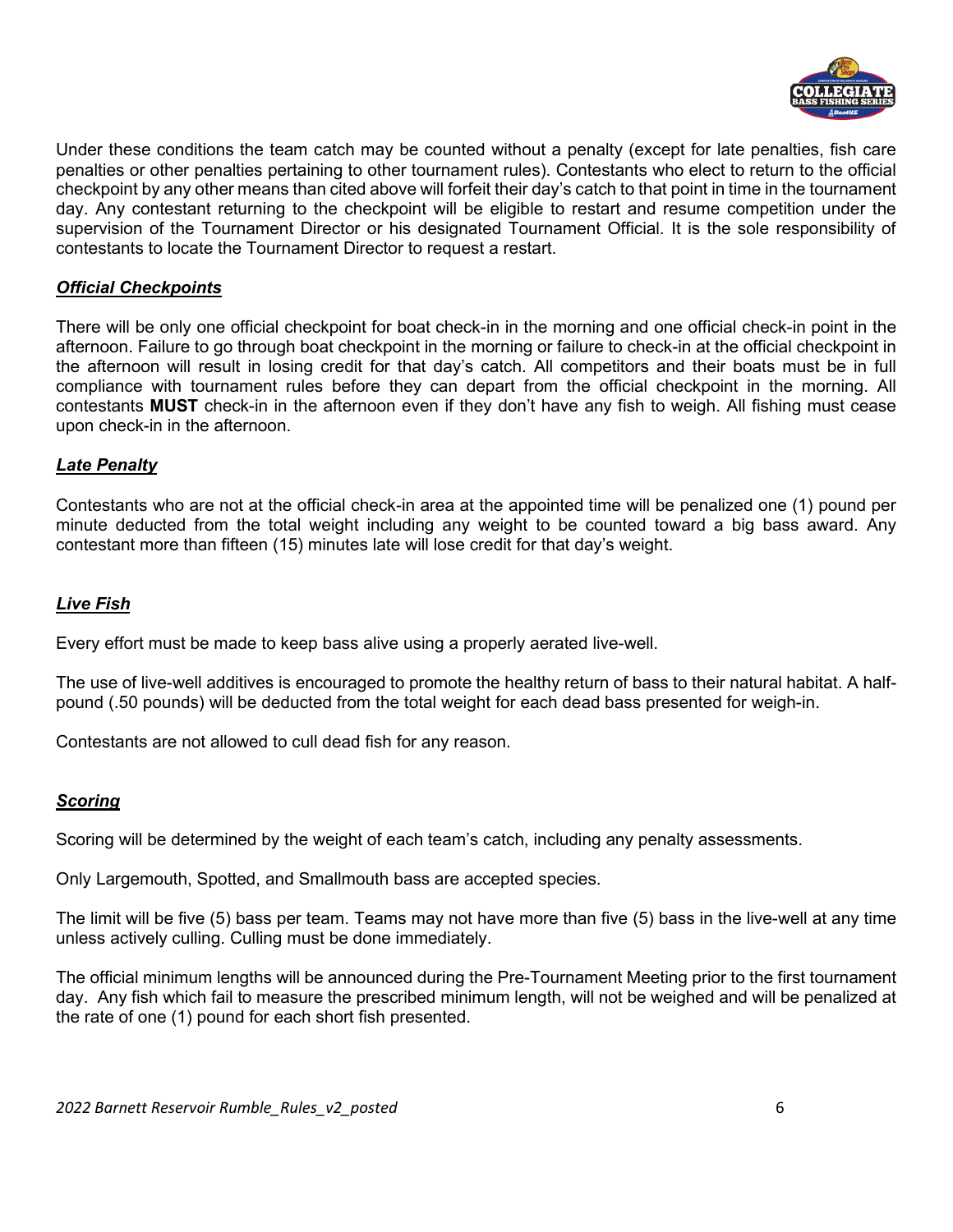Under these conditions the team catch may be counted without a penalty (except for late penalties, fish care penalties or other penalties pertaining to other tournament rules). Contestants who elect to return to the official checkpoint by any other means than cited above will forfeit their day's catch to that point in time in the tournament day. Any contestant returning to the checkpoint will be eligible to restart and resume competition under the supervision of the Tournament Director or his designated Tournament Official. It is the sole responsibility of contestants to locate the Tournament Director to request a restart.

## ***Official Checkpoints***

There will be only one official checkpoint for boat check-in in the morning and one official check-in point in the afternoon. Failure to go through boat checkpoint in the morning or failure to check-in at the official checkpoint in the afternoon will result in losing credit for that day's catch. All competitors and their boats must be in full compliance with tournament rules before they can depart from the official checkpoint in the morning. All contestants **MUST** check-in in the afternoon even if they don't have any fish to weigh. All fishing must cease upon check-in in the afternoon.

## ***Late Penalty***

Contestants who are not at the official check-in area at the appointed time will be penalized one (1) pound per minute deducted from the total weight including any weight to be counted toward a big bass award. Any contestant more than fifteen (15) minutes late will lose credit for that day's weight.

## ***Live Fish***

Every effort must be made to keep bass alive using a properly aerated live-well.

The use of live-well additives is encouraged to promote the healthy return of bass to their natural habitat. A half-pound (.50 pounds) will be deducted from the total weight for each dead bass presented for weigh-in.

Contestants are not allowed to cull dead fish for any reason.

## ***Scoring***

Scoring will be determined by the weight of each team's catch, including any penalty assessments.

Only Largemouth, Spotted, and Smallmouth bass are accepted species.

The limit will be five (5) bass per team. Teams may not have more than five (5) bass in the live-well at any time unless actively culling. Culling must be done immediately.

The official minimum lengths will be announced during the Pre-Tournament Meeting prior to the first tournament day. Any fish which fail to measure the prescribed minimum length, will not be weighed and will be penalized at the rate of one (1) pound for each short fish presented.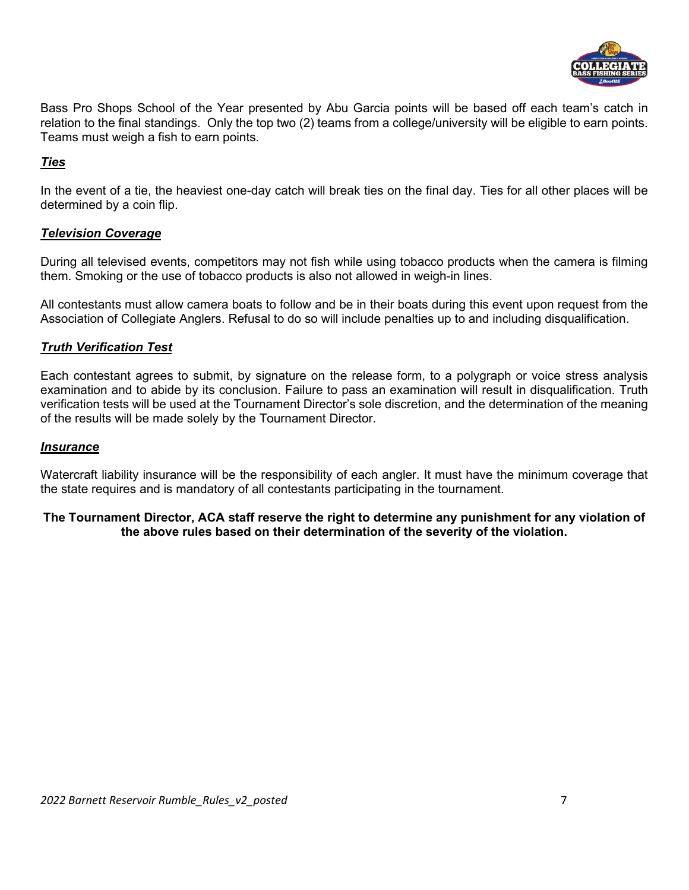Bass Pro Shops School of the Year presented by Abu Garcia points will be based off each team's catch in relation to the final standings. Only the top two (2) teams from a college/university will be eligible to earn points. Teams must weigh a fish to earn points.

### ***Ties***

In the event of a tie, the heaviest one-day catch will break ties on the final day. Ties for all other places will be determined by a coin flip.

### ***Television Coverage***

During all televised events, competitors may not fish while using tobacco products when the camera is filming them. Smoking or the use of tobacco products is also not allowed in weigh-in lines.

All contestants must allow camera boats to follow and be in their boats during this event upon request from the Association of Collegiate Anglers. Refusal to do so will include penalties up to and including disqualification.

### ***Truth Verification Test***

Each contestant agrees to submit, by signature on the release form, to a polygraph or voice stress analysis examination and to abide by its conclusion. Failure to pass an examination will result in disqualification. Truth verification tests will be used at the Tournament Director's sole discretion, and the determination of the meaning of the results will be made solely by the Tournament Director.

### ***Insurance***

Watercraft liability insurance will be the responsibility of each angler. It must have the minimum coverage that the state requires and is mandatory of all contestants participating in the tournament.

**The Tournament Director, ACA staff reserve the right to determine any punishment for any violation of the above rules based on their determination of the severity of the violation.**